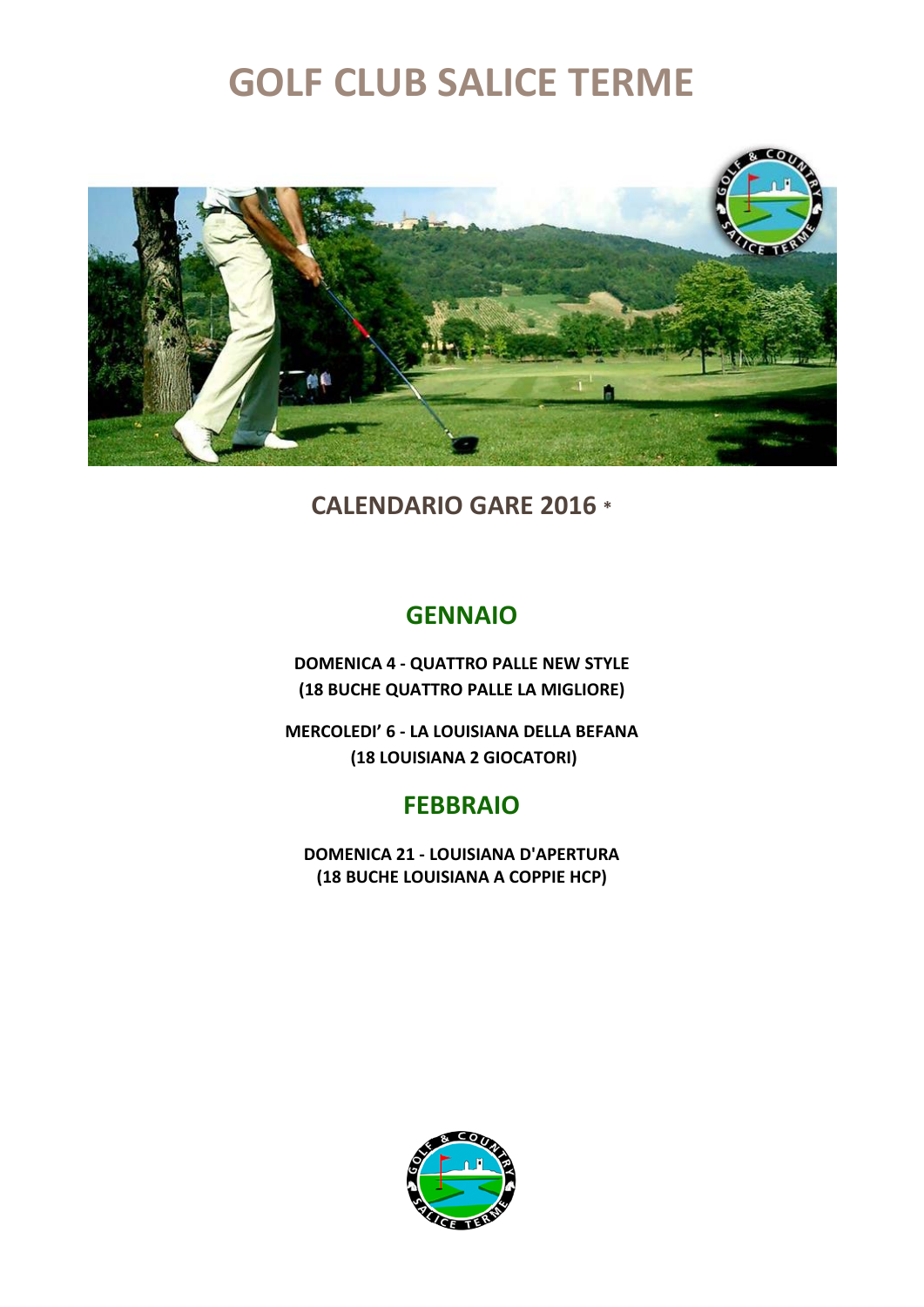# GOLF CLUB SALICE TERME

## CALENDARIO GARE 2016 *

### GENNAIO

**DOMENICA 4 - QUATTRO PALLE NEW STYLE**
**(18 BUCHE QUATTRO PALLE LA MIGLIORE)**

**MERCOLEDI' 6 - LA LOUISIANA DELLA BEFANA**
**(18 LOUISIANA 2 GIOCATORI)**

### FEBBRAIO

**DOMENICA 21 - LOUISIANA D'APERTURA**
**(18 BUCHE LOUISIANA A COPPIE HCP)**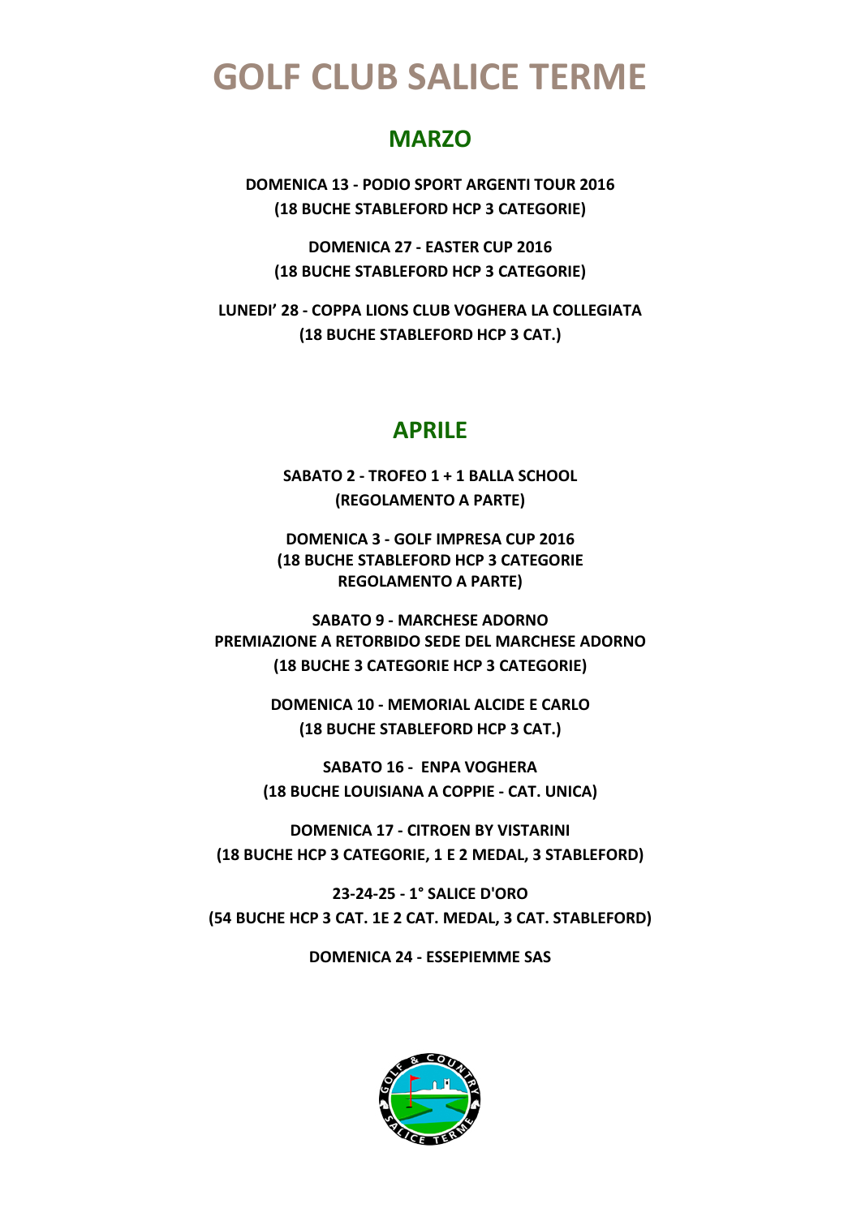# GOLF CLUB SALICE TERME

## MARZO

**DOMENICA 13 - PODIO SPORT ARGENTI TOUR 2016**
**(18 BUCHE STABLEFORD HCP 3 CATEGORIE)**

**DOMENICA 27 - EASTER CUP 2016**
**(18 BUCHE STABLEFORD HCP 3 CATEGORIE)**

**LUNEDI' 28 - COPPA LIONS CLUB VOGHERA LA COLLEGIATA**
**(18 BUCHE STABLEFORD HCP 3 CAT.)**

## APRILE

**SABATO 2 - TROFEO 1 + 1 BALLA SCHOOL**
**(REGOLAMENTO A PARTE)**

**DOMENICA 3 - GOLF IMPRESA CUP 2016**
**(18 BUCHE STABLEFORD HCP 3 CATEGORIE**
**REGOLAMENTO A PARTE)**

**SABATO 9 - MARCHESE ADORNO**
**PREMIAZIONE A RETORBIDO SEDE DEL MARCHESE ADORNO**
**(18 BUCHE 3 CATEGORIE HCP 3 CATEGORIE)**

**DOMENICA 10 - MEMORIAL ALCIDE E CARLO**
**(18 BUCHE STABLEFORD HCP 3 CAT.)**

**SABATO 16 - ENPA VOGHERA**
**(18 BUCHE LOUISIANA A COPPIE - CAT. UNICA)**

**DOMENICA 17 - CITROEN BY VISTARINI**
**(18 BUCHE HCP 3 CATEGORIE, 1 E 2 MEDAL, 3 STABLEFORD)**

**23-24-25 - 1° SALICE D'ORO**
**(54 BUCHE HCP 3 CAT. 1E 2 CAT. MEDAL, 3 CAT. STABLEFORD)**

**DOMENICA 24 - ESSEPIEMME SAS**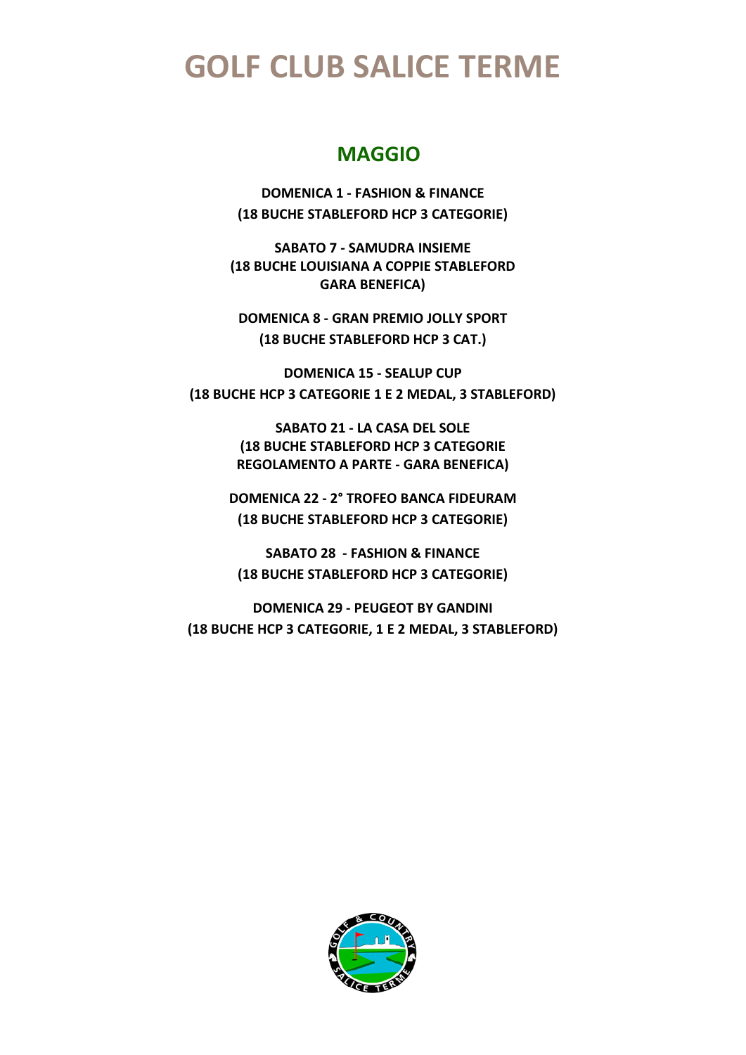# GOLF CLUB SALICE TERME

## MAGGIO

**DOMENICA 1 - FASHION & FINANCE**
**(18 BUCHE STABLEFORD HCP 3 CATEGORIE)**

**SABATO 7 - SAMUDRA INSIEME**
**(18 BUCHE LOUISIANA A COPPIE STABLEFORD**
**GARA BENEFICA)**

**DOMENICA 8 - GRAN PREMIO JOLLY SPORT**
**(18 BUCHE STABLEFORD HCP 3 CAT.)**

**DOMENICA 15 - SEALUP CUP**
**(18 BUCHE HCP 3 CATEGORIE 1 E 2 MEDAL, 3 STABLEFORD)**

**SABATO 21 - LA CASA DEL SOLE**
**(18 BUCHE STABLEFORD HCP 3 CATEGORIE**
**REGOLAMENTO A PARTE - GARA BENEFICA)**

**DOMENICA 22 - 2° TROFEO BANCA FIDEURAM**
**(18 BUCHE STABLEFORD HCP 3 CATEGORIE)**

**SABATO 28 - FASHION & FINANCE**
**(18 BUCHE STABLEFORD HCP 3 CATEGORIE)**

**DOMENICA 29 - PEUGEOT BY GANDINI**
**(18 BUCHE HCP 3 CATEGORIE, 1 E 2 MEDAL, 3 STABLEFORD)**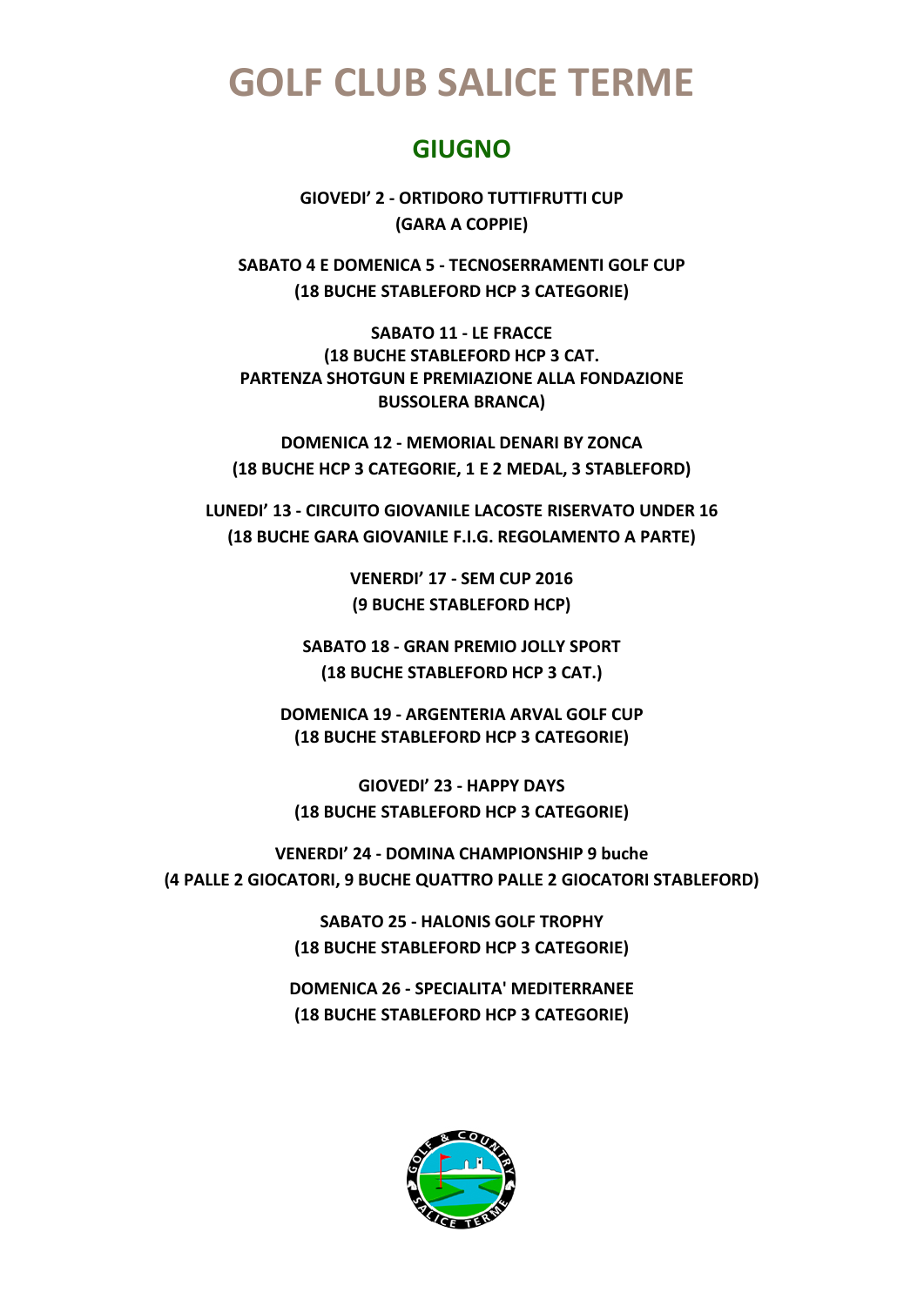# GOLF CLUB SALICE TERME

## GIUGNO

**GIOVEDI' 2 - ORTIDORO TUTTIFRUTTI CUP**
**(GARA A COPPIE)**

**SABATO 4 E DOMENICA 5 - TECNOSERRAMENTI GOLF CUP**
**(18 BUCHE STABLEFORD HCP 3 CATEGORIE)**

**SABATO 11 - LE FRACCE**
**(18 BUCHE STABLEFORD HCP 3 CAT.**
**PARTENZA SHOTGUN E PREMIAZIONE ALLA FONDAZIONE BUSSOLERA BRANCA)**

**DOMENICA 12 - MEMORIAL DENARI BY ZONCA**
**(18 BUCHE HCP 3 CATEGORIE, 1 E 2 MEDAL, 3 STABLEFORD)**

**LUNEDI' 13 - CIRCUITO GIOVANILE LACOSTE RISERVATO UNDER 16**
**(18 BUCHE GARA GIOVANILE F.I.G. REGOLAMENTO A PARTE)**

**VENERDI' 17 - SEM CUP 2016**
**(9 BUCHE STABLEFORD HCP)**

**SABATO 18 - GRAN PREMIO JOLLY SPORT**
**(18 BUCHE STABLEFORD HCP 3 CAT.)**

**DOMENICA 19 - ARGENTERIA ARVAL GOLF CUP**
**(18 BUCHE STABLEFORD HCP 3 CATEGORIE)**

**GIOVEDI' 23 - HAPPY DAYS**
**(18 BUCHE STABLEFORD HCP 3 CATEGORIE)**

**VENERDI' 24 - DOMINA CHAMPIONSHIP 9 buche**
**(4 PALLE 2 GIOCATORI, 9 BUCHE QUATTRO PALLE 2 GIOCATORI STABLEFORD)**

**SABATO 25 - HALONIS GOLF TROPHY**
**(18 BUCHE STABLEFORD HCP 3 CATEGORIE)**

**DOMENICA 26 - SPECIALITA' MEDITERRANEE**
**(18 BUCHE STABLEFORD HCP 3 CATEGORIE)**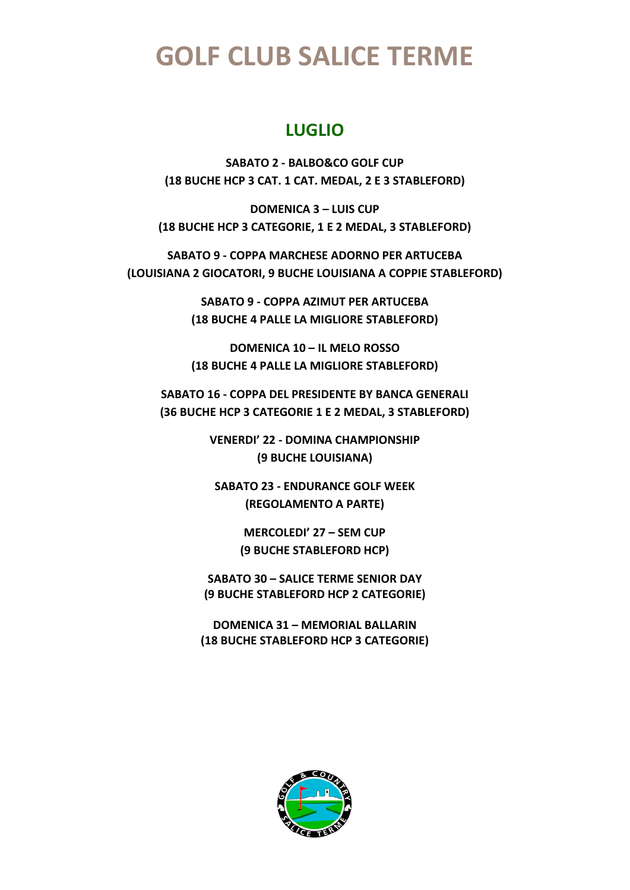# GOLF CLUB SALICE TERME

## LUGLIO

**SABATO 2 - BALBO&CO GOLF CUP**
**(18 BUCHE HCP 3 CAT. 1 CAT. MEDAL, 2 E 3 STABLEFORD)**

**DOMENICA 3 – LUIS CUP**
**(18 BUCHE HCP 3 CATEGORIE, 1 E 2 MEDAL, 3 STABLEFORD)**

**SABATO 9 - COPPA MARCHESE ADORNO PER ARTUCEBA**
**(LOUISIANA 2 GIOCATORI, 9 BUCHE LOUISIANA A COPPIE STABLEFORD)**

**SABATO 9 - COPPA AZIMUT PER ARTUCEBA**
**(18 BUCHE 4 PALLE LA MIGLIORE STABLEFORD)**

**DOMENICA 10 – IL MELO ROSSO**
**(18 BUCHE 4 PALLE LA MIGLIORE STABLEFORD)**

**SABATO 16 - COPPA DEL PRESIDENTE BY BANCA GENERALI**
**(36 BUCHE HCP 3 CATEGORIE 1 E 2 MEDAL, 3 STABLEFORD)**

**VENERDI' 22 - DOMINA CHAMPIONSHIP**
**(9 BUCHE LOUISIANA)**

**SABATO 23 - ENDURANCE GOLF WEEK**
**(REGOLAMENTO A PARTE)**

**MERCOLEDI' 27 – SEM CUP**
**(9 BUCHE STABLEFORD HCP)**

**SABATO 30 – SALICE TERME SENIOR DAY**
**(9 BUCHE STABLEFORD HCP 2 CATEGORIE)**

**DOMENICA 31 – MEMORIAL BALLARIN**
**(18 BUCHE STABLEFORD HCP 3 CATEGORIE)**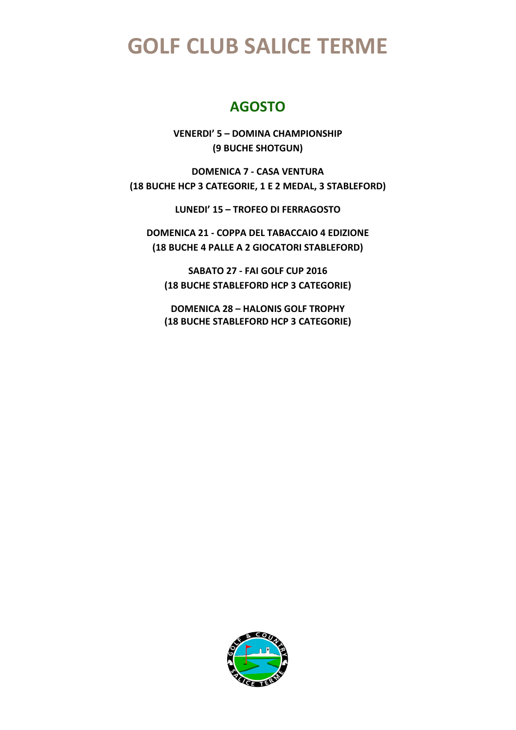# GOLF CLUB SALICE TERME

## AGOSTO

**VENERDI' 5 – DOMINA CHAMPIONSHIP**
**(9 BUCHE SHOTGUN)**

**DOMENICA 7 - CASA VENTURA**
**(18 BUCHE HCP 3 CATEGORIE, 1 E 2 MEDAL, 3 STABLEFORD)**

**LUNEDI' 15 – TROFEO DI FERRAGOSTO**

**DOMENICA 21 - COPPA DEL TABACCAIO 4 EDIZIONE**
**(18 BUCHE 4 PALLE A 2 GIOCATORI STABLEFORD)**

**SABATO 27 - FAI GOLF CUP 2016**
**(18 BUCHE STABLEFORD HCP 3 CATEGORIE)**

**DOMENICA 28 – HALONIS GOLF TROPHY**
**(18 BUCHE STABLEFORD HCP 3 CATEGORIE)**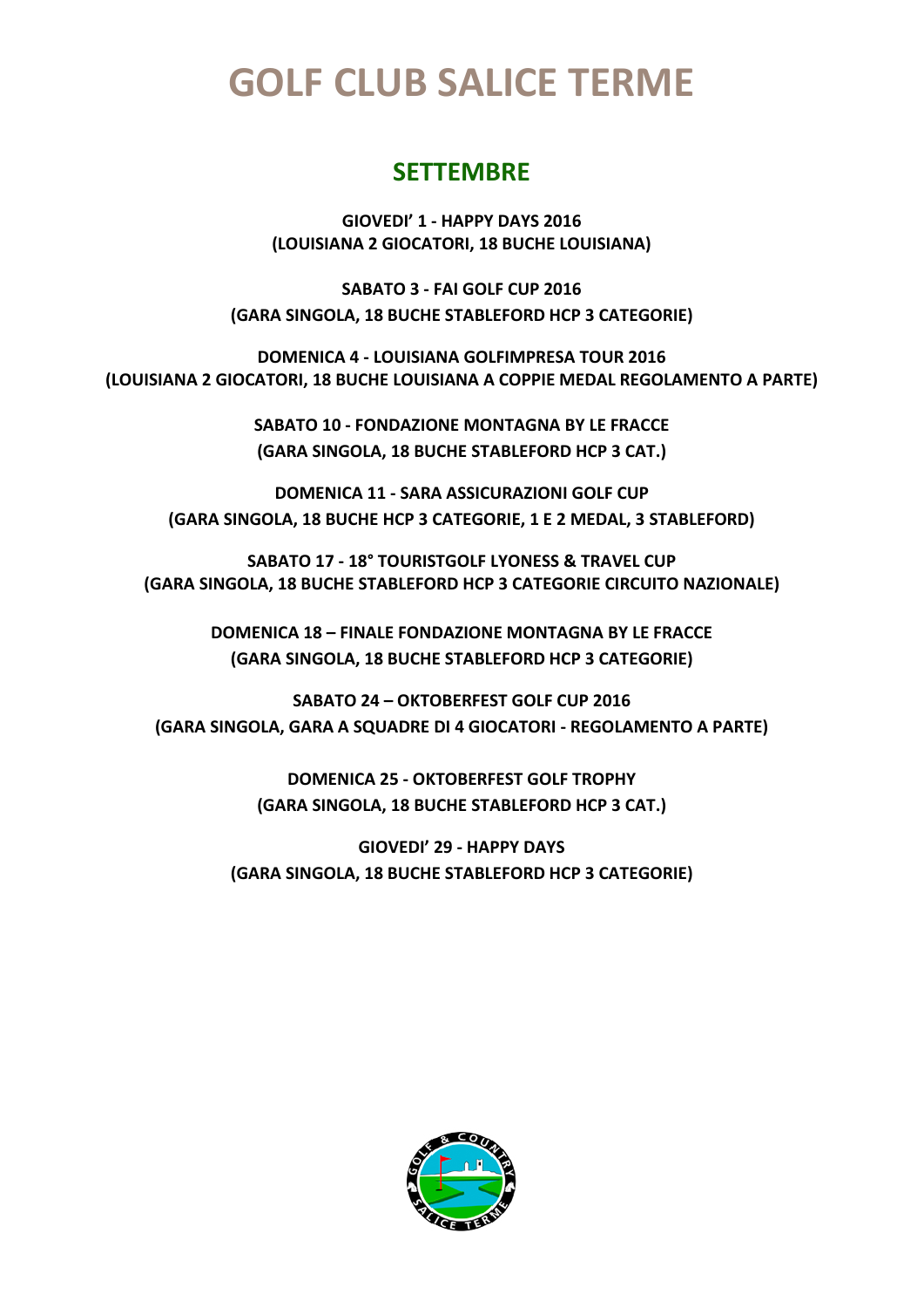# GOLF CLUB SALICE TERME

## SETTEMBRE

**GIOVEDI' 1 - HAPPY DAYS 2016**
**(LOUISIANA 2 GIOCATORI, 18 BUCHE LOUISIANA)**

**SABATO 3 - FAI GOLF CUP 2016**
**(GARA SINGOLA, 18 BUCHE STABLEFORD HCP 3 CATEGORIE)**

**DOMENICA 4 - LOUISIANA GOLFIMPRESA TOUR 2016**
**(LOUISIANA 2 GIOCATORI, 18 BUCHE LOUISIANA A COPPIE MEDAL REGOLAMENTO A PARTE)**

**SABATO 10 - FONDAZIONE MONTAGNA BY LE FRACCE**
**(GARA SINGOLA, 18 BUCHE STABLEFORD HCP 3 CAT.)**

**DOMENICA 11 - SARA ASSICURAZIONI GOLF CUP**
**(GARA SINGOLA, 18 BUCHE HCP 3 CATEGORIE, 1 E 2 MEDAL, 3 STABLEFORD)**

**SABATO 17 - 18° TOURISTGOLF LYONESS & TRAVEL CUP**
**(GARA SINGOLA, 18 BUCHE STABLEFORD HCP 3 CATEGORIE CIRCUITO NAZIONALE)**

**DOMENICA 18 – FINALE FONDAZIONE MONTAGNA BY LE FRACCE**
**(GARA SINGOLA, 18 BUCHE STABLEFORD HCP 3 CATEGORIE)**

**SABATO 24 – OKTOBERFEST GOLF CUP 2016**
**(GARA SINGOLA, GARA A SQUADRE DI 4 GIOCATORI - REGOLAMENTO A PARTE)**

**DOMENICA 25 - OKTOBERFEST GOLF TROPHY**
**(GARA SINGOLA, 18 BUCHE STABLEFORD HCP 3 CAT.)**

**GIOVEDI' 29 - HAPPY DAYS**
**(GARA SINGOLA, 18 BUCHE STABLEFORD HCP 3 CATEGORIE)**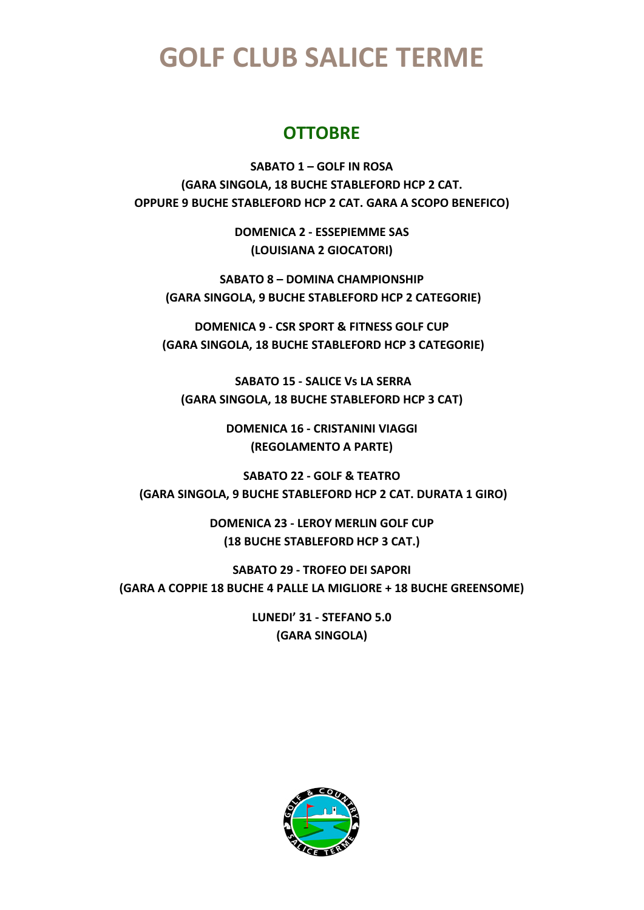# GOLF CLUB SALICE TERME

## OTTOBRE

**SABATO 1 – GOLF IN ROSA**
**(GARA SINGOLA, 18 BUCHE STABLEFORD HCP 2 CAT.**
**OPPURE 9 BUCHE STABLEFORD HCP 2 CAT. GARA A SCOPO BENEFICO)**

**DOMENICA 2 - ESSEPIEMME SAS**
**(LOUISIANA 2 GIOCATORI)**

**SABATO 8 – DOMINA CHAMPIONSHIP**
**(GARA SINGOLA, 9 BUCHE STABLEFORD HCP 2 CATEGORIE)**

**DOMENICA 9 - CSR SPORT & FITNESS GOLF CUP**
**(GARA SINGOLA, 18 BUCHE STABLEFORD HCP 3 CATEGORIE)**

**SABATO 15 - SALICE Vs LA SERRA**
**(GARA SINGOLA, 18 BUCHE STABLEFORD HCP 3 CAT)**

**DOMENICA 16 - CRISTANINI VIAGGI**
**(REGOLAMENTO A PARTE)**

**SABATO 22 - GOLF & TEATRO**
**(GARA SINGOLA, 9 BUCHE STABLEFORD HCP 2 CAT. DURATA 1 GIRO)**

**DOMENICA 23 - LEROY MERLIN GOLF CUP**
**(18 BUCHE STABLEFORD HCP 3 CAT.)**

**SABATO 29 - TROFEO DEI SAPORI**
**(GARA A COPPIE 18 BUCHE 4 PALLE LA MIGLIORE + 18 BUCHE GREENSOME)**

**LUNEDI' 31 - STEFANO 5.0**
**(GARA SINGOLA)**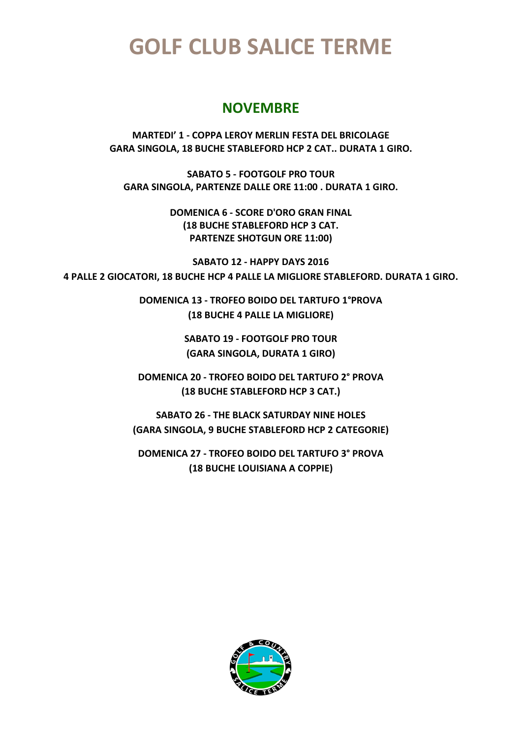# GOLF CLUB SALICE TERME

## NOVEMBRE

**MARTEDI' 1 - COPPA LEROY MERLIN FESTA DEL BRICOLAGE**
**GARA SINGOLA, 18 BUCHE STABLEFORD HCP 2 CAT.. DURATA 1 GIRO.**

**SABATO 5 - FOOTGOLF PRO TOUR**
**GARA SINGOLA, PARTENZE DALLE ORE 11:00 . DURATA 1 GIRO.**

**DOMENICA 6 - SCORE D'ORO GRAN FINAL**
**(18 BUCHE STABLEFORD HCP 3 CAT.**
**PARTENZE SHOTGUN ORE 11:00)**

**SABATO 12 - HAPPY DAYS 2016**
**4 PALLE 2 GIOCATORI, 18 BUCHE HCP 4 PALLE LA MIGLIORE STABLEFORD. DURATA 1 GIRO.**

**DOMENICA 13 - TROFEO BOIDO DEL TARTUFO 1°PROVA**
**(18 BUCHE 4 PALLE LA MIGLIORE)**

**SABATO 19 - FOOTGOLF PRO TOUR**
**(GARA SINGOLA, DURATA 1 GIRO)**

**DOMENICA 20 - TROFEO BOIDO DEL TARTUFO 2° PROVA**
**(18 BUCHE STABLEFORD HCP 3 CAT.)**

**SABATO 26 - THE BLACK SATURDAY NINE HOLES**
**(GARA SINGOLA, 9 BUCHE STABLEFORD HCP 2 CATEGORIE)**

**DOMENICA 27 - TROFEO BOIDO DEL TARTUFO 3° PROVA**
**(18 BUCHE LOUISIANA A COPPIE)**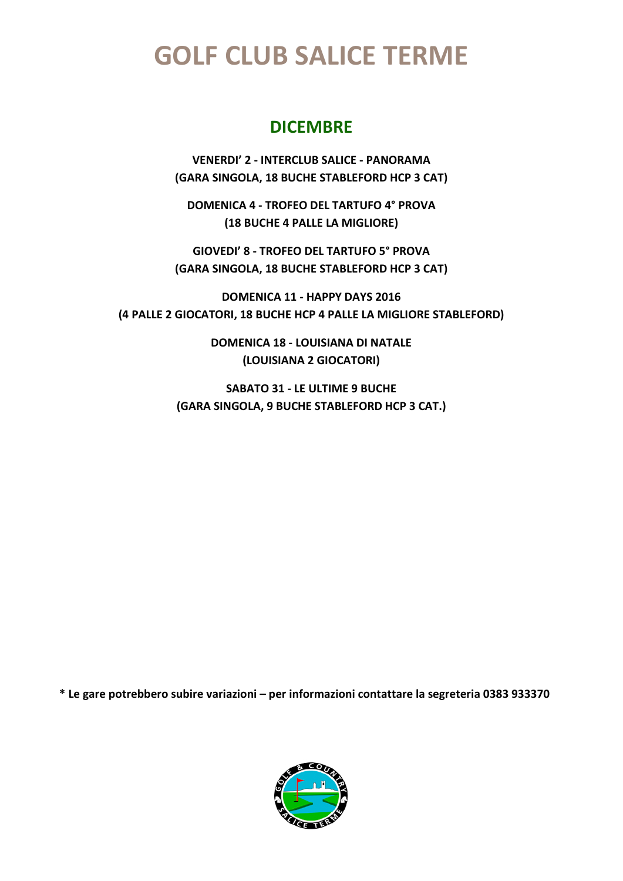# GOLF CLUB SALICE TERME

## DICEMBRE

**VENERDI' 2 - INTERCLUB SALICE - PANORAMA**
**(GARA SINGOLA, 18 BUCHE STABLEFORD HCP 3 CAT)**

**DOMENICA 4 - TROFEO DEL TARTUFO 4° PROVA**
**(18 BUCHE 4 PALLE LA MIGLIORE)**

**GIOVEDI' 8 - TROFEO DEL TARTUFO 5° PROVA**
**(GARA SINGOLA, 18 BUCHE STABLEFORD HCP 3 CAT)**

**DOMENICA 11 - HAPPY DAYS 2016**
**(4 PALLE 2 GIOCATORI, 18 BUCHE HCP 4 PALLE LA MIGLIORE STABLEFORD)**

**DOMENICA 18 - LOUISIANA DI NATALE**
**(LOUISIANA 2 GIOCATORI)**

**SABATO 31 - LE ULTIME 9 BUCHE**
**(GARA SINGOLA, 9 BUCHE STABLEFORD HCP 3 CAT.)**

**\* Le gare potrebbero subire variazioni – per informazioni contattare la segreteria 0383 933370**